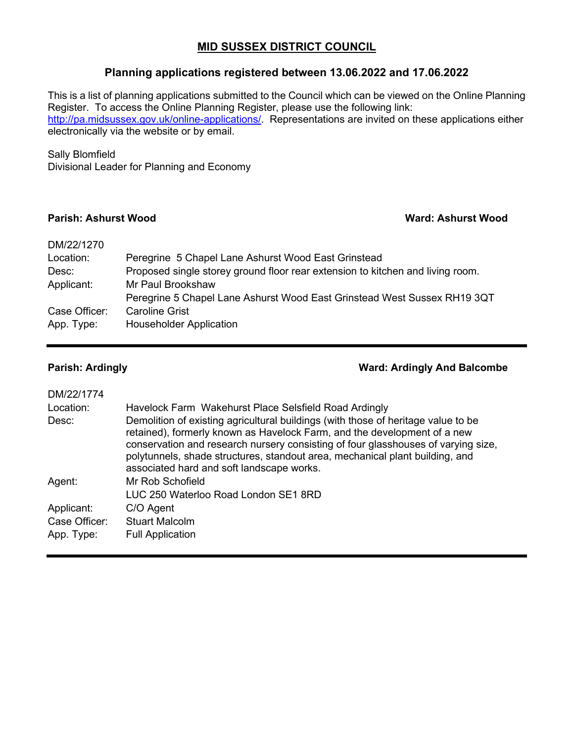# MID SUSSEX DISTRICT COUNCIL

## Planning applications registered between 13.06.2022 and 17.06.2022

This is a list of planning applications submitted to the Council which can be viewed on the Online Planning Register. To access the Online Planning Register, please use the following link: [http://pa.midsussex.gov.uk/online-applications/](http://pa.midsussex.gov.uk/online-applications/). Representations are invited on these applications either electronically via the website or by email.

Sally Blomfield
Divisional Leader for Planning and Economy

**Parish: Ashurst Wood** **Ward: Ashurst Wood**

DM/22/1270

| | |
|---|---|
| Location: | Peregrine 5 Chapel Lane Ashurst Wood East Grinstead |
| Desc: | Proposed single storey ground floor rear extension to kitchen and living room. |
| Applicant: | Mr Paul Brookshaw<br>Peregrine 5 Chapel Lane Ashurst Wood East Grinstead West Sussex RH19 3QT |
| Case Officer: | Caroline Grist |
| App. Type: | Householder Application |

---

**Parish: Ardingly** **Ward: Ardingly And Balcombe**

DM/22/1774

| | |
|---|---|
| Location: | Havelock Farm Wakehurst Place Selsfield Road Ardingly |
| Desc: | Demolition of existing agricultural buildings (with those of heritage value to be retained), formerly known as Havelock Farm, and the development of a new conservation and research nursery consisting of four glasshouses of varying size, polytunnels, shade structures, standout area, mechanical plant building, and associated hard and soft landscape works. |
| Agent: | Mr Rob Schofield<br>LUC 250 Waterloo Road London SE1 8RD |
| Applicant: | C/O Agent |
| Case Officer: | Stuart Malcolm |
| App. Type: | Full Application |

---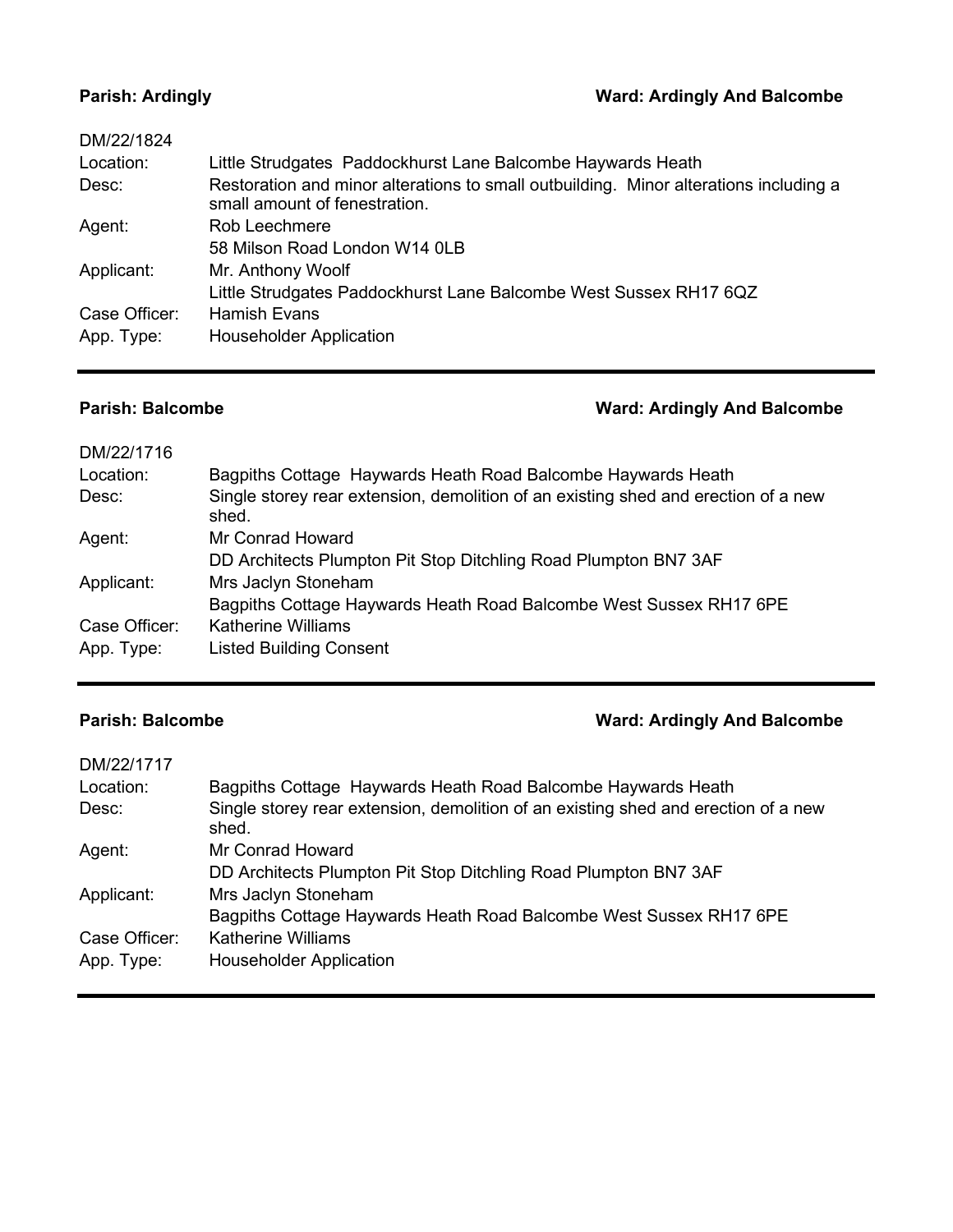**Parish: Ardingly** **Ward: Ardingly And Balcombe**

| DM/22/1824 | |
|---|---|
| Location: | Little Strudgates  Paddockhurst Lane Balcombe Haywards Heath |
| Desc: | Restoration and minor alterations to small outbuilding.  Minor alterations including a small amount of fenestration. |
| Agent: | Rob Leechmere<br>58 Milson Road London W14 0LB |
| Applicant: | Mr. Anthony Woolf<br>Little Strudgates Paddockhurst Lane Balcombe West Sussex RH17 6QZ |
| Case Officer: | Hamish Evans |
| App. Type: | Householder Application |

---

**Parish: Balcombe** **Ward: Ardingly And Balcombe**

| DM/22/1716 | |
|---|---|
| Location: | Bagpiths Cottage  Haywards Heath Road Balcombe Haywards Heath |
| Desc: | Single storey rear extension, demolition of an existing shed and erection of a new shed. |
| Agent: | Mr Conrad Howard<br>DD Architects Plumpton Pit Stop Ditchling Road Plumpton BN7 3AF |
| Applicant: | Mrs Jaclyn Stoneham<br>Bagpiths Cottage Haywards Heath Road Balcombe West Sussex RH17 6PE |
| Case Officer: | Katherine Williams |
| App. Type: | Listed Building Consent |

---

**Parish: Balcombe** **Ward: Ardingly And Balcombe**

| DM/22/1717 | |
|---|---|
| Location: | Bagpiths Cottage  Haywards Heath Road Balcombe Haywards Heath |
| Desc: | Single storey rear extension, demolition of an existing shed and erection of a new shed. |
| Agent: | Mr Conrad Howard<br>DD Architects Plumpton Pit Stop Ditchling Road Plumpton BN7 3AF |
| Applicant: | Mrs Jaclyn Stoneham<br>Bagpiths Cottage Haywards Heath Road Balcombe West Sussex RH17 6PE |
| Case Officer: | Katherine Williams |
| App. Type: | Householder Application |

---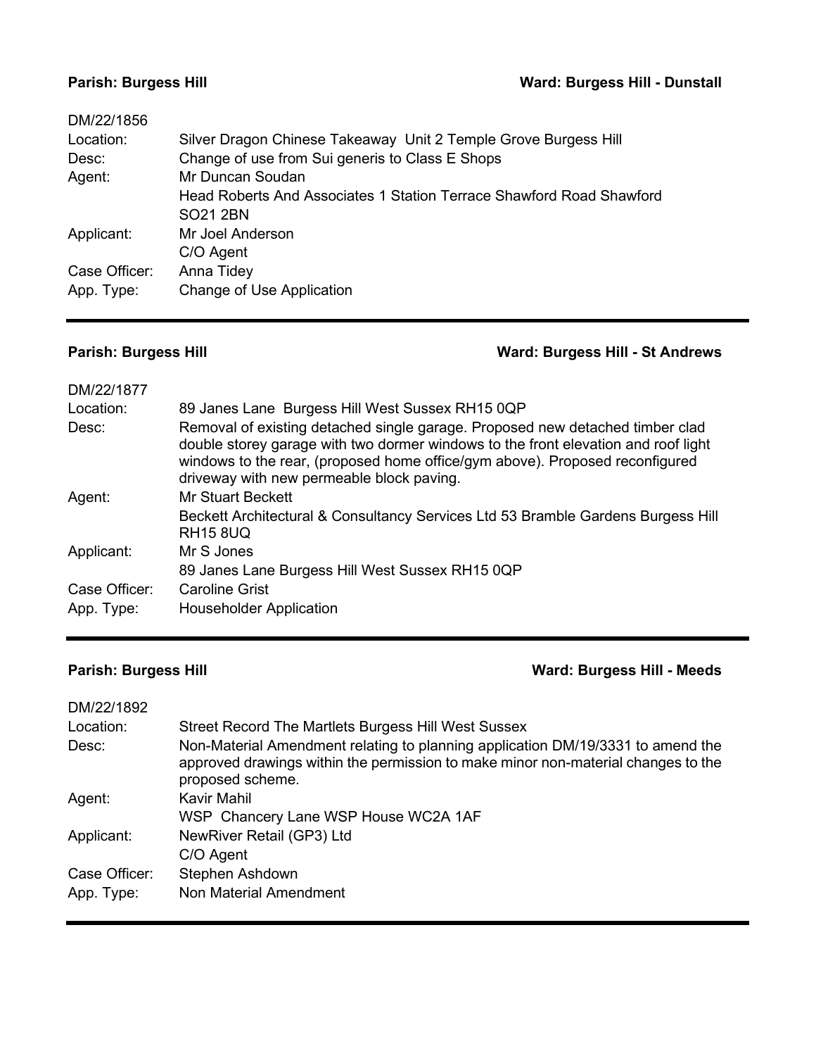**Parish: Burgess Hill** **Ward: Burgess Hill - Dunstall**

DM/22/1856

| | |
|---|---|
| Location: | Silver Dragon Chinese Takeaway Unit 2 Temple Grove Burgess Hill |
| Desc: | Change of use from Sui generis to Class E Shops |
| Agent: | Mr Duncan Soudan<br>Head Roberts And Associates 1 Station Terrace Shawford Road Shawford SO21 2BN |
| Applicant: | Mr Joel Anderson<br>C/O Agent |
| Case Officer: | Anna Tidey |
| App. Type: | Change of Use Application |

---

**Parish: Burgess Hill** **Ward: Burgess Hill - St Andrews**

DM/22/1877

| | |
|---|---|
| Location: | 89 Janes Lane Burgess Hill West Sussex RH15 0QP |
| Desc: | Removal of existing detached single garage. Proposed new detached timber clad double storey garage with two dormer windows to the front elevation and roof light windows to the rear, (proposed home office/gym above). Proposed reconfigured driveway with new permeable block paving. |
| Agent: | Mr Stuart Beckett<br>Beckett Architectural & Consultancy Services Ltd 53 Bramble Gardens Burgess Hill RH15 8UQ |
| Applicant: | Mr S Jones<br>89 Janes Lane Burgess Hill West Sussex RH15 0QP |
| Case Officer: | Caroline Grist |
| App. Type: | Householder Application |

---

**Parish: Burgess Hill** **Ward: Burgess Hill - Meeds**

DM/22/1892

| | |
|---|---|
| Location: | Street Record The Martlets Burgess Hill West Sussex |
| Desc: | Non-Material Amendment relating to planning application DM/19/3331 to amend the approved drawings within the permission to make minor non-material changes to the proposed scheme. |
| Agent: | Kavir Mahil<br>WSP Chancery Lane WSP House WC2A 1AF |
| Applicant: | NewRiver Retail (GP3) Ltd<br>C/O Agent |
| Case Officer: | Stephen Ashdown |
| App. Type: | Non Material Amendment |

---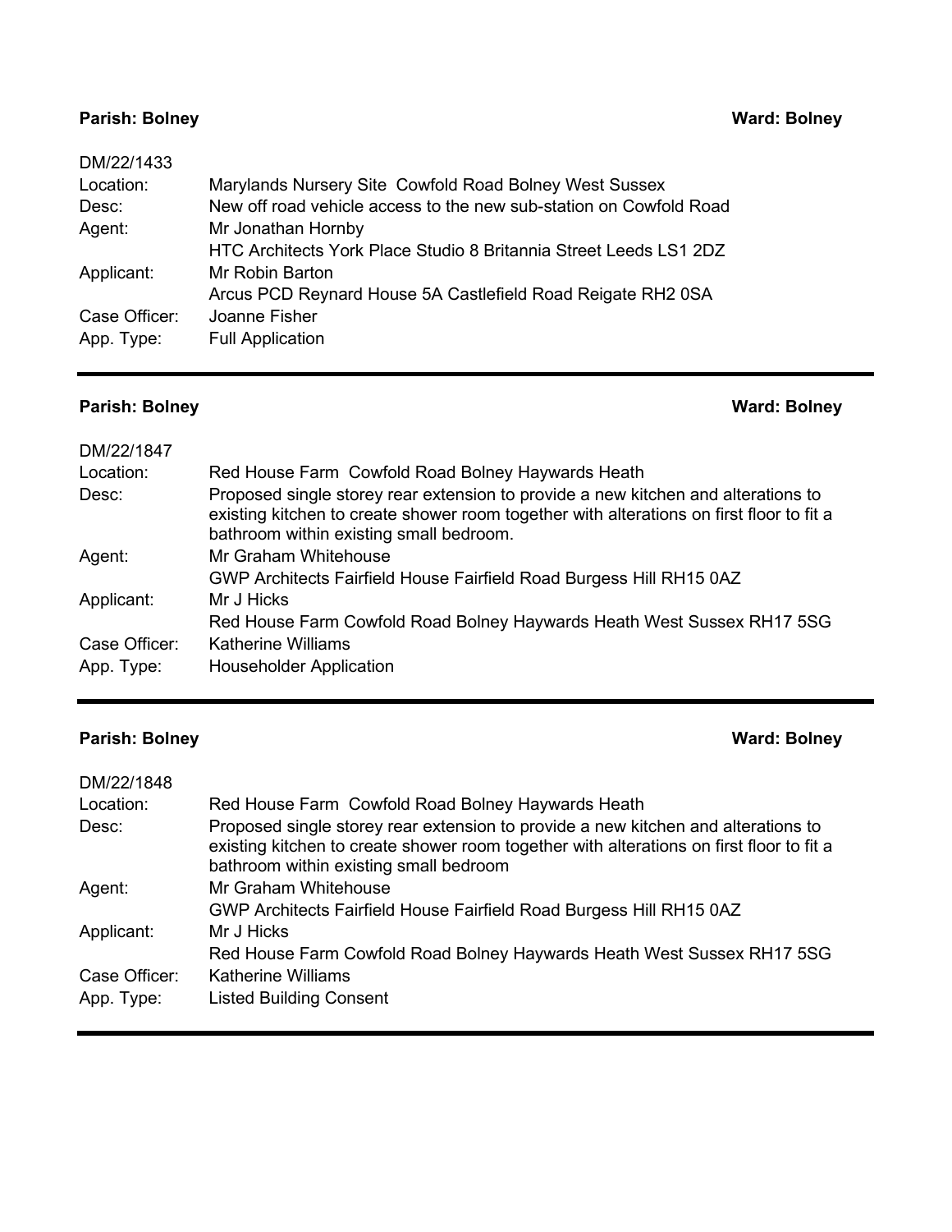**Parish: Bolney** **Ward: Bolney**

| DM/22/1433 | |
|---|---|
| Location: | Marylands Nursery Site Cowfold Road Bolney West Sussex |
| Desc: | New off road vehicle access to the new sub-station on Cowfold Road |
| Agent: | Mr Jonathan Hornby<br>HTC Architects York Place Studio 8 Britannia Street Leeds LS1 2DZ |
| Applicant: | Mr Robin Barton<br>Arcus PCD Reynard House 5A Castlefield Road Reigate RH2 0SA |
| Case Officer: | Joanne Fisher |
| App. Type: | Full Application |

---

**Parish: Bolney** **Ward: Bolney**

| DM/22/1847 | |
|---|---|
| Location: | Red House Farm Cowfold Road Bolney Haywards Heath |
| Desc: | Proposed single storey rear extension to provide a new kitchen and alterations to existing kitchen to create shower room together with alterations on first floor to fit a bathroom within existing small bedroom. |
| Agent: | Mr Graham Whitehouse<br>GWP Architects Fairfield House Fairfield Road Burgess Hill RH15 0AZ |
| Applicant: | Mr J Hicks<br>Red House Farm Cowfold Road Bolney Haywards Heath West Sussex RH17 5SG |
| Case Officer: | Katherine Williams |
| App. Type: | Householder Application |

---

**Parish: Bolney** **Ward: Bolney**

| DM/22/1848 | |
|---|---|
| Location: | Red House Farm Cowfold Road Bolney Haywards Heath |
| Desc: | Proposed single storey rear extension to provide a new kitchen and alterations to existing kitchen to create shower room together with alterations on first floor to fit a bathroom within existing small bedroom |
| Agent: | Mr Graham Whitehouse<br>GWP Architects Fairfield House Fairfield Road Burgess Hill RH15 0AZ |
| Applicant: | Mr J Hicks<br>Red House Farm Cowfold Road Bolney Haywards Heath West Sussex RH17 5SG |
| Case Officer: | Katherine Williams |
| App. Type: | Listed Building Consent |

---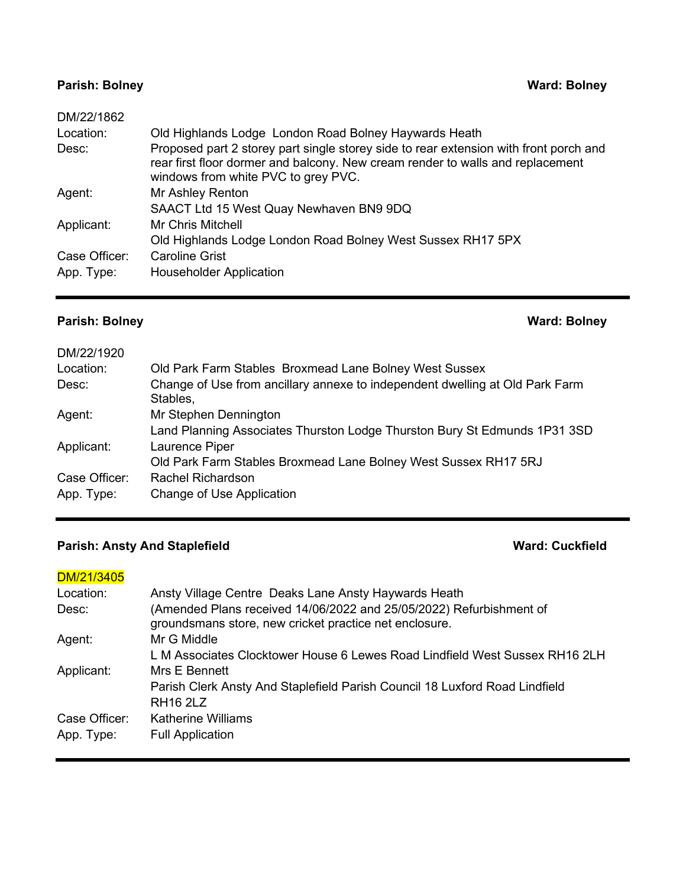**Parish: Bolney** **Ward: Bolney**

DM/22/1862

| | |
|---|---|
| Location: | Old Highlands Lodge London Road Bolney Haywards Heath |
| Desc: | Proposed part 2 storey part single storey side to rear extension with front porch and rear first floor dormer and balcony. New cream render to walls and replacement windows from white PVC to grey PVC. |
| Agent: | Mr Ashley Renton<br>SAACT Ltd 15 West Quay Newhaven BN9 9DQ |
| Applicant: | Mr Chris Mitchell<br>Old Highlands Lodge London Road Bolney West Sussex RH17 5PX |
| Case Officer: | Caroline Grist |
| App. Type: | Householder Application |

---

**Parish: Bolney** **Ward: Bolney**

DM/22/1920

| | |
|---|---|
| Location: | Old Park Farm Stables Broxmead Lane Bolney West Sussex |
| Desc: | Change of Use from ancillary annexe to independent dwelling at Old Park Farm Stables, |
| Agent: | Mr Stephen Dennington<br>Land Planning Associates Thurston Lodge Thurston Bury St Edmunds 1P31 3SD |
| Applicant: | Laurence Piper<br>Old Park Farm Stables Broxmead Lane Bolney West Sussex RH17 5RJ |
| Case Officer: | Rachel Richardson |
| App. Type: | Change of Use Application |

---

**Parish: Ansty And Staplefield** **Ward: Cuckfield**

DM/21/3405

| | |
|---|---|
| Location: | Ansty Village Centre Deaks Lane Ansty Haywards Heath |
| Desc: | (Amended Plans received 14/06/2022 and 25/05/2022) Refurbishment of groundsmans store, new cricket practice net enclosure. |
| Agent: | Mr G Middle<br>L M Associates Clocktower House 6 Lewes Road Lindfield West Sussex RH16 2LH |
| Applicant: | Mrs E Bennett<br>Parish Clerk Ansty And Staplefield Parish Council 18 Luxford Road Lindfield RH16 2LZ |
| Case Officer: | Katherine Williams |
| App. Type: | Full Application |

---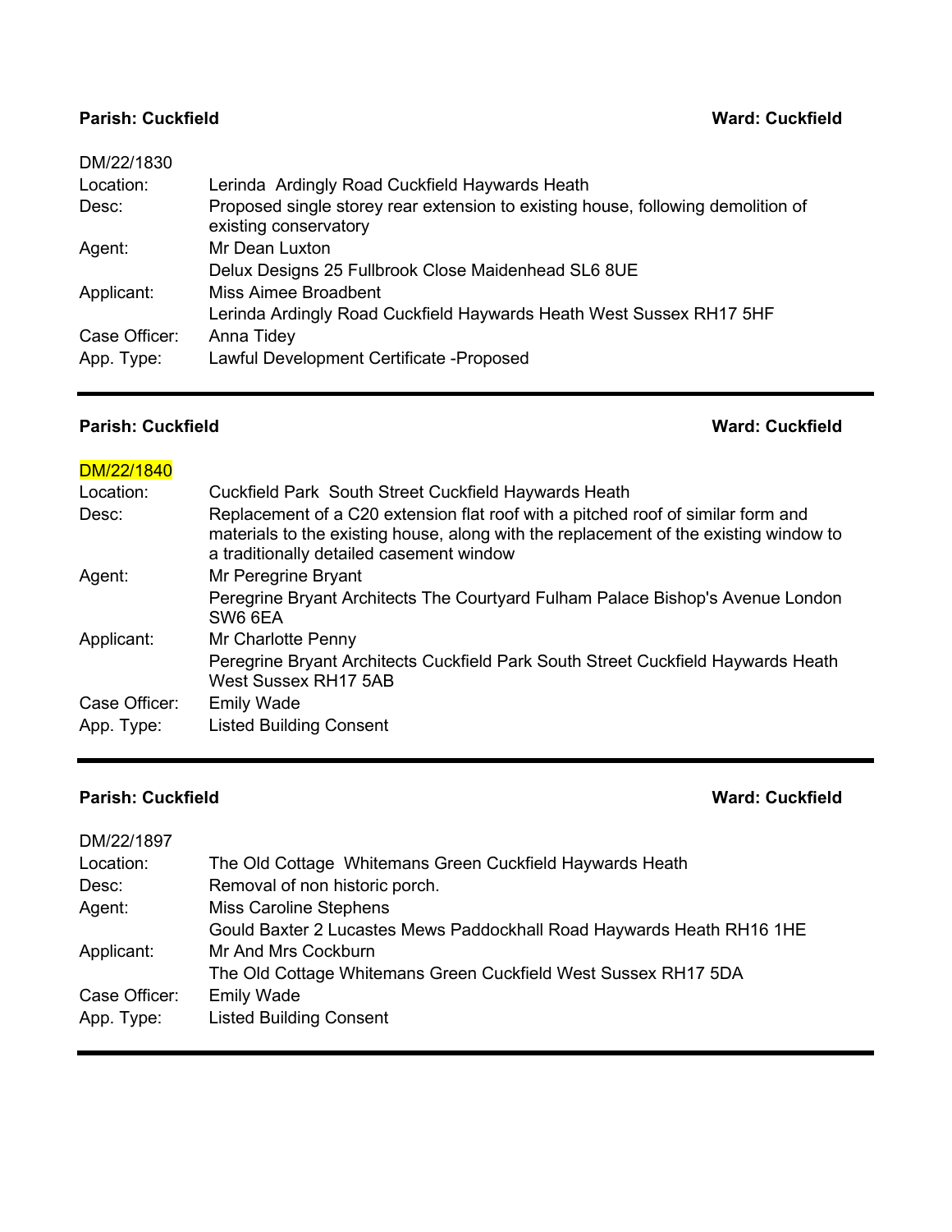**Parish: Cuckfield** **Ward: Cuckfield**

DM/22/1830

| | |
|---|---|
| Location: | Lerinda Ardingly Road Cuckfield Haywards Heath |
| Desc: | Proposed single storey rear extension to existing house, following demolition of existing conservatory |
| Agent: | Mr Dean Luxton<br>Delux Designs 25 Fullbrook Close Maidenhead SL6 8UE |
| Applicant: | Miss Aimee Broadbent<br>Lerinda Ardingly Road Cuckfield Haywards Heath West Sussex RH17 5HF |
| Case Officer: | Anna Tidey |
| App. Type: | Lawful Development Certificate -Proposed |

---

**Parish: Cuckfield** **Ward: Cuckfield**

DM/22/1840

| | |
|---|---|
| Location: | Cuckfield Park South Street Cuckfield Haywards Heath |
| Desc: | Replacement of a C20 extension flat roof with a pitched roof of similar form and materials to the existing house, along with the replacement of the existing window to a traditionally detailed casement window |
| Agent: | Mr Peregrine Bryant<br>Peregrine Bryant Architects The Courtyard Fulham Palace Bishop's Avenue London SW6 6EA |
| Applicant: | Mr Charlotte Penny<br>Peregrine Bryant Architects Cuckfield Park South Street Cuckfield Haywards Heath West Sussex RH17 5AB |
| Case Officer: | Emily Wade |
| App. Type: | Listed Building Consent |

---

**Parish: Cuckfield** **Ward: Cuckfield**

DM/22/1897

| | |
|---|---|
| Location: | The Old Cottage Whitemans Green Cuckfield Haywards Heath |
| Desc: | Removal of non historic porch. |
| Agent: | Miss Caroline Stephens<br>Gould Baxter 2 Lucastes Mews Paddockhall Road Haywards Heath RH16 1HE |
| Applicant: | Mr And Mrs Cockburn<br>The Old Cottage Whitemans Green Cuckfield West Sussex RH17 5DA |
| Case Officer: | Emily Wade |
| App. Type: | Listed Building Consent |

---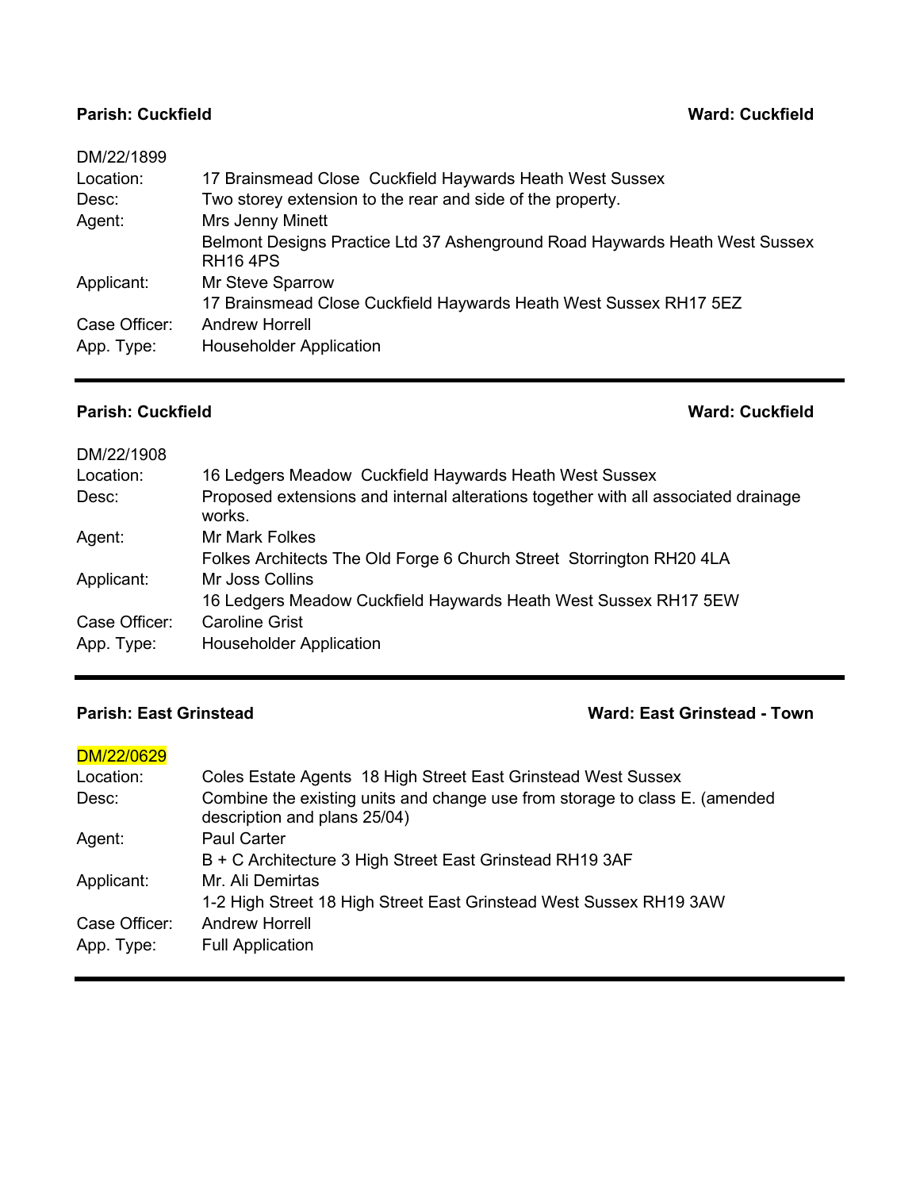**Parish: Cuckfield** **Ward: Cuckfield**

DM/22/1899

| | |
|---|---|
| Location: | 17 Brainsmead Close Cuckfield Haywards Heath West Sussex |
| Desc: | Two storey extension to the rear and side of the property. |
| Agent: | Mrs Jenny Minett |
| | Belmont Designs Practice Ltd 37 Ashenground Road Haywards Heath West Sussex RH16 4PS |
| Applicant: | Mr Steve Sparrow |
| | 17 Brainsmead Close Cuckfield Haywards Heath West Sussex RH17 5EZ |
| Case Officer: | Andrew Horrell |
| App. Type: | Householder Application |

---

**Parish: Cuckfield** **Ward: Cuckfield**

DM/22/1908

| | |
|---|---|
| Location: | 16 Ledgers Meadow Cuckfield Haywards Heath West Sussex |
| Desc: | Proposed extensions and internal alterations together with all associated drainage works. |
| Agent: | Mr Mark Folkes |
| | Folkes Architects The Old Forge 6 Church Street Storrington RH20 4LA |
| Applicant: | Mr Joss Collins |
| | 16 Ledgers Meadow Cuckfield Haywards Heath West Sussex RH17 5EW |
| Case Officer: | Caroline Grist |
| App. Type: | Householder Application |

---

**Parish: East Grinstead** **Ward: East Grinstead - Town**

DM/22/0629

| | |
|---|---|
| Location: | Coles Estate Agents 18 High Street East Grinstead West Sussex |
| Desc: | Combine the existing units and change use from storage to class E. (amended description and plans 25/04) |
| Agent: | Paul Carter |
| | B + C Architecture 3 High Street East Grinstead RH19 3AF |
| Applicant: | Mr. Ali Demirtas |
| | 1-2 High Street 18 High Street East Grinstead West Sussex RH19 3AW |
| Case Officer: | Andrew Horrell |
| App. Type: | Full Application |

---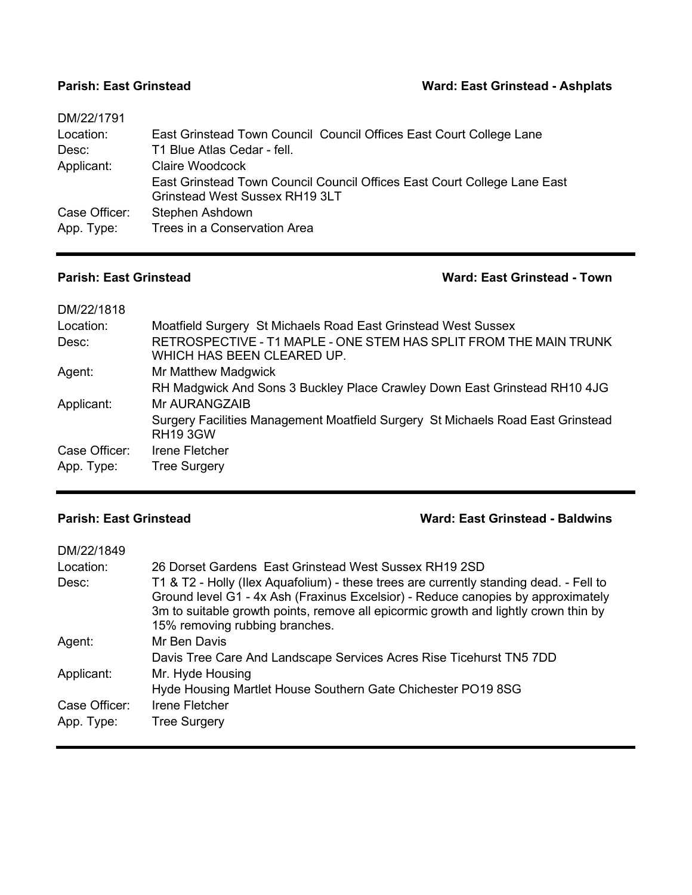**Parish: East Grinstead** **Ward: East Grinstead - Ashplats**

| | |
|---|---|
| DM/22/1791 | |
| Location: | East Grinstead Town Council Council Offices East Court College Lane |
| Desc: | T1 Blue Atlas Cedar - fell. |
| Applicant: | Claire Woodcock<br>East Grinstead Town Council Council Offices East Court College Lane East Grinstead West Sussex RH19 3LT |
| Case Officer: | Stephen Ashdown |
| App. Type: | Trees in a Conservation Area |

---

**Parish: East Grinstead** **Ward: East Grinstead - Town**

| | |
|---|---|
| DM/22/1818 | |
| Location: | Moatfield Surgery St Michaels Road East Grinstead West Sussex |
| Desc: | RETROSPECTIVE - T1 MAPLE - ONE STEM HAS SPLIT FROM THE MAIN TRUNK WHICH HAS BEEN CLEARED UP. |
| Agent: | Mr Matthew Madgwick<br>RH Madgwick And Sons 3 Buckley Place Crawley Down East Grinstead RH10 4JG |
| Applicant: | Mr AURANGZAIB<br>Surgery Facilities Management Moatfield Surgery St Michaels Road East Grinstead RH19 3GW |
| Case Officer: | Irene Fletcher |
| App. Type: | Tree Surgery |

---

**Parish: East Grinstead** **Ward: East Grinstead - Baldwins**

| | |
|---|---|
| DM/22/1849 | |
| Location: | 26 Dorset Gardens East Grinstead West Sussex RH19 2SD |
| Desc: | T1 & T2 - Holly (Ilex Aquafolium) - these trees are currently standing dead. - Fell to Ground level G1 - 4x Ash (Fraxinus Excelsior) - Reduce canopies by approximately 3m to suitable growth points, remove all epicormic growth and lightly crown thin by 15% removing rubbing branches. |
| Agent: | Mr Ben Davis<br>Davis Tree Care And Landscape Services Acres Rise Ticehurst TN5 7DD |
| Applicant: | Mr. Hyde Housing<br>Hyde Housing Martlet House Southern Gate Chichester PO19 8SG |
| Case Officer: | Irene Fletcher |
| App. Type: | Tree Surgery |

---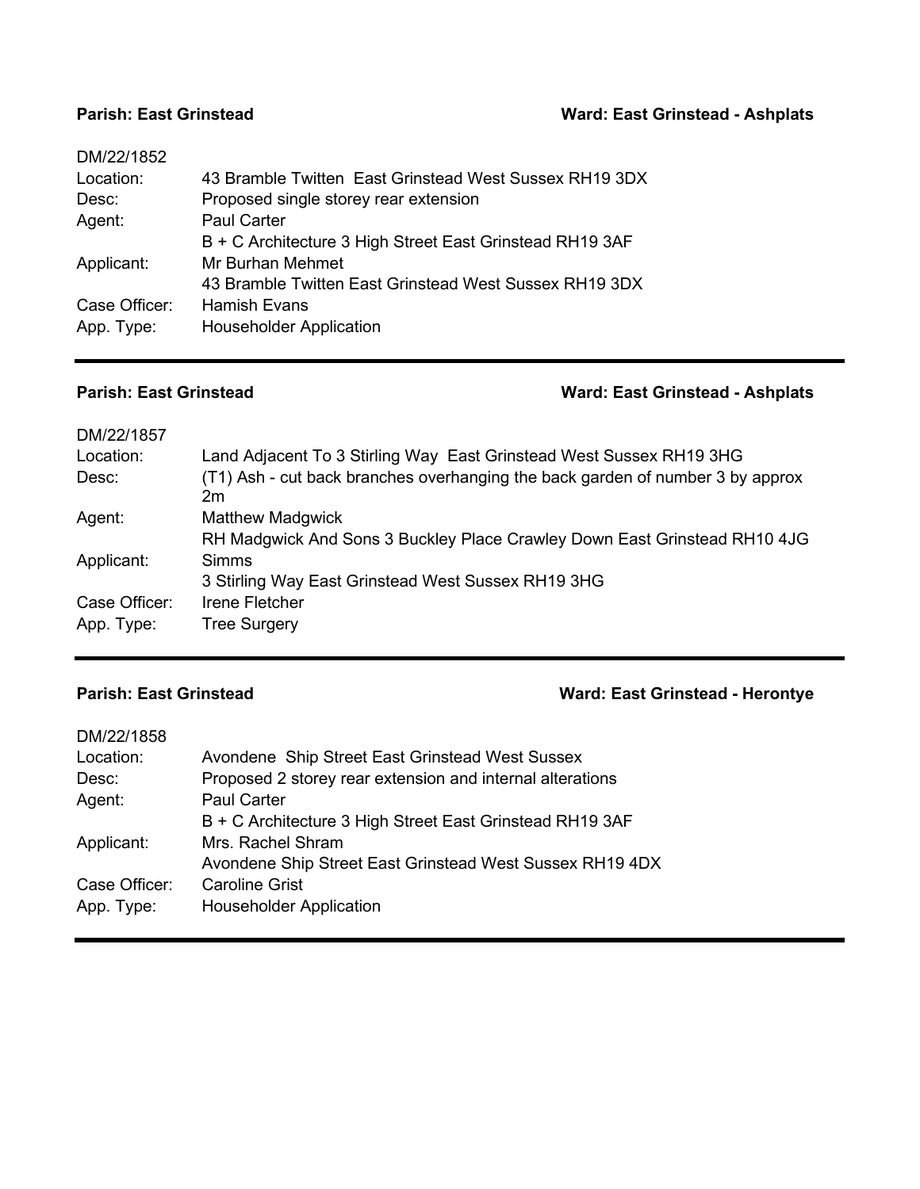**Parish: East Grinstead** **Ward: East Grinstead - Ashplats**

DM/22/1852

| | |
|---|---|
| Location: | 43 Bramble Twitten East Grinstead West Sussex RH19 3DX |
| Desc: | Proposed single storey rear extension |
| Agent: | Paul Carter<br>B + C Architecture 3 High Street East Grinstead RH19 3AF |
| Applicant: | Mr Burhan Mehmet<br>43 Bramble Twitten East Grinstead West Sussex RH19 3DX |
| Case Officer: | Hamish Evans |
| App. Type: | Householder Application |

---

**Parish: East Grinstead** **Ward: East Grinstead - Ashplats**

DM/22/1857

| | |
|---|---|
| Location: | Land Adjacent To 3 Stirling Way East Grinstead West Sussex RH19 3HG |
| Desc: | (T1) Ash - cut back branches overhanging the back garden of number 3 by approx 2m |
| Agent: | Matthew Madgwick<br>RH Madgwick And Sons 3 Buckley Place Crawley Down East Grinstead RH10 4JG |
| Applicant: | Simms<br>3 Stirling Way East Grinstead West Sussex RH19 3HG |
| Case Officer: | Irene Fletcher |
| App. Type: | Tree Surgery |

---

**Parish: East Grinstead** **Ward: East Grinstead - Herontye**

DM/22/1858

| | |
|---|---|
| Location: | Avondene Ship Street East Grinstead West Sussex |
| Desc: | Proposed 2 storey rear extension and internal alterations |
| Agent: | Paul Carter<br>B + C Architecture 3 High Street East Grinstead RH19 3AF |
| Applicant: | Mrs. Rachel Shram<br>Avondene Ship Street East Grinstead West Sussex RH19 4DX |
| Case Officer: | Caroline Grist |
| App. Type: | Householder Application |

---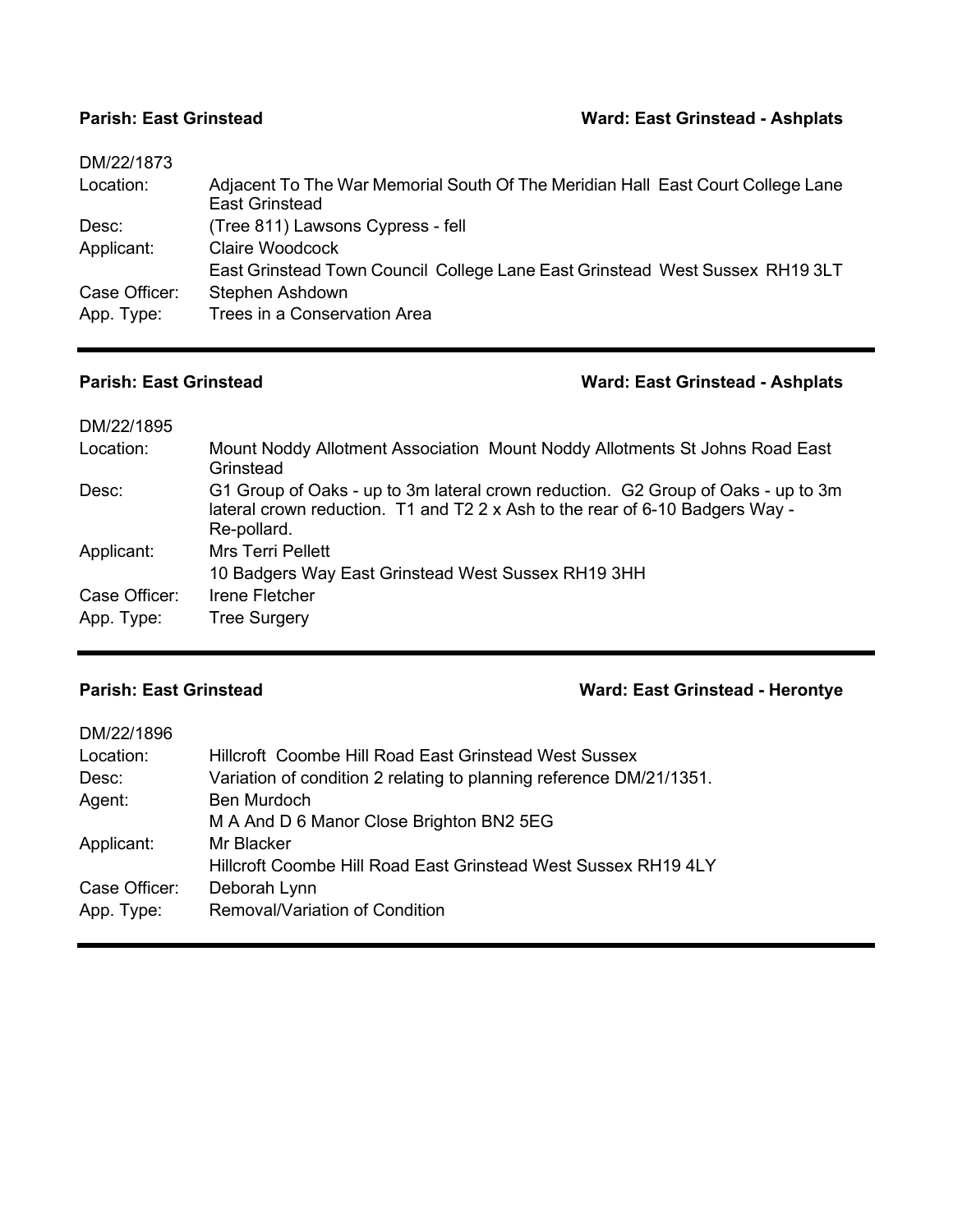**Parish: East Grinstead** **Ward: East Grinstead - Ashplats**

| | |
|---|---|
| DM/22/1873 | |
| Location: | Adjacent To The War Memorial South Of The Meridian Hall East Court College Lane East Grinstead |
| Desc: | (Tree 811) Lawsons Cypress - fell |
| Applicant: | Claire Woodcock<br>East Grinstead Town Council College Lane East Grinstead West Sussex RH19 3LT |
| Case Officer: | Stephen Ashdown |
| App. Type: | Trees in a Conservation Area |

---

**Parish: East Grinstead** **Ward: East Grinstead - Ashplats**

| | |
|---|---|
| DM/22/1895 | |
| Location: | Mount Noddy Allotment Association Mount Noddy Allotments St Johns Road East Grinstead |
| Desc: | G1 Group of Oaks - up to 3m lateral crown reduction. G2 Group of Oaks - up to 3m lateral crown reduction. T1 and T2 2 x Ash to the rear of 6-10 Badgers Way - Re-pollard. |
| Applicant: | Mrs Terri Pellett<br>10 Badgers Way East Grinstead West Sussex RH19 3HH |
| Case Officer: | Irene Fletcher |
| App. Type: | Tree Surgery |

---

**Parish: East Grinstead** **Ward: East Grinstead - Herontye**

| | |
|---|---|
| DM/22/1896 | |
| Location: | Hillcroft Coombe Hill Road East Grinstead West Sussex |
| Desc: | Variation of condition 2 relating to planning reference DM/21/1351. |
| Agent: | Ben Murdoch<br>M A And D 6 Manor Close Brighton BN2 5EG |
| Applicant: | Mr Blacker<br>Hillcroft Coombe Hill Road East Grinstead West Sussex RH19 4LY |
| Case Officer: | Deborah Lynn |
| App. Type: | Removal/Variation of Condition |

---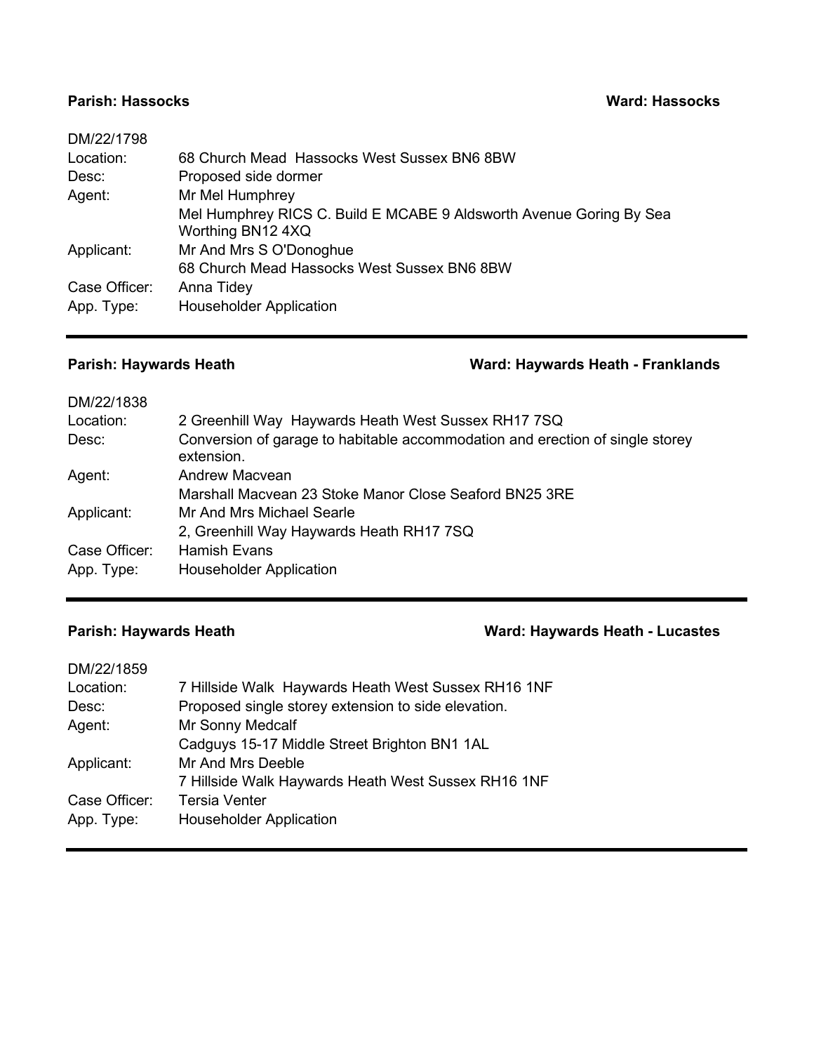**Parish: Hassocks** **Ward: Hassocks**

DM/22/1798

| | |
|---|---|
| Location: | 68 Church Mead Hassocks West Sussex BN6 8BW |
| Desc: | Proposed side dormer |
| Agent: | Mr Mel Humphrey<br>Mel Humphrey RICS C. Build E MCABE 9 Aldsworth Avenue Goring By Sea Worthing BN12 4XQ |
| Applicant: | Mr And Mrs S O'Donoghue<br>68 Church Mead Hassocks West Sussex BN6 8BW |
| Case Officer: | Anna Tidey |
| App. Type: | Householder Application |

---

**Parish: Haywards Heath** **Ward: Haywards Heath - Franklands**

DM/22/1838

| | |
|---|---|
| Location: | 2 Greenhill Way Haywards Heath West Sussex RH17 7SQ |
| Desc: | Conversion of garage to habitable accommodation and erection of single storey extension. |
| Agent: | Andrew Macvean<br>Marshall Macvean 23 Stoke Manor Close Seaford BN25 3RE |
| Applicant: | Mr And Mrs Michael Searle<br>2, Greenhill Way Haywards Heath RH17 7SQ |
| Case Officer: | Hamish Evans |
| App. Type: | Householder Application |

---

**Parish: Haywards Heath** **Ward: Haywards Heath - Lucastes**

DM/22/1859

| | |
|---|---|
| Location: | 7 Hillside Walk Haywards Heath West Sussex RH16 1NF |
| Desc: | Proposed single storey extension to side elevation. |
| Agent: | Mr Sonny Medcalf<br>Cadguys 15-17 Middle Street Brighton BN1 1AL |
| Applicant: | Mr And Mrs Deeble<br>7 Hillside Walk Haywards Heath West Sussex RH16 1NF |
| Case Officer: | Tersia Venter |
| App. Type: | Householder Application |

---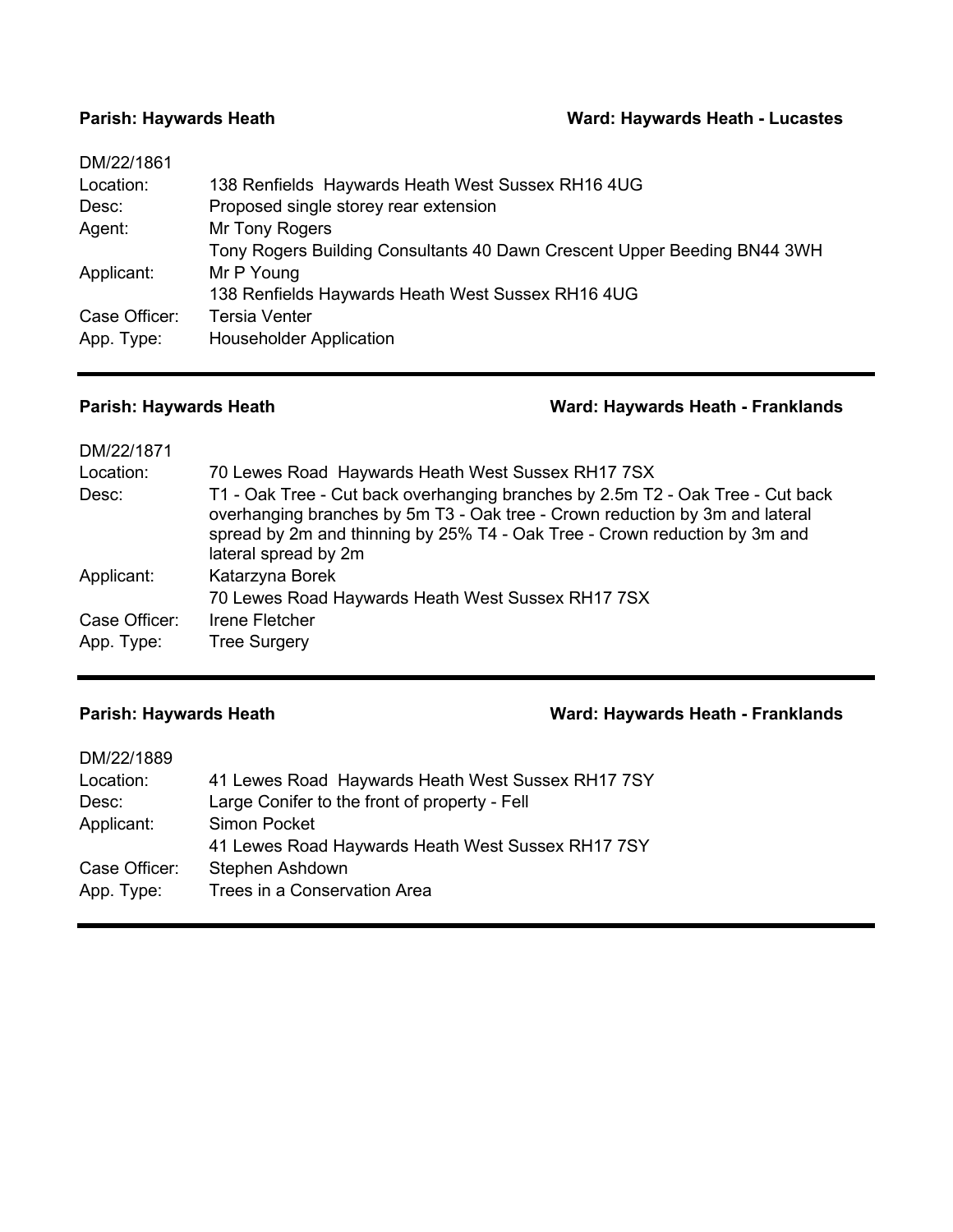**Parish: Haywards Heath** **Ward: Haywards Heath - Lucastes**

| DM/22/1861 | |
|---|---|
| Location: | 138 Renfields Haywards Heath West Sussex RH16 4UG |
| Desc: | Proposed single storey rear extension |
| Agent: | Mr Tony Rogers<br>Tony Rogers Building Consultants 40 Dawn Crescent Upper Beeding BN44 3WH |
| Applicant: | Mr P Young<br>138 Renfields Haywards Heath West Sussex RH16 4UG |
| Case Officer: | Tersia Venter |
| App. Type: | Householder Application |

---

**Parish: Haywards Heath** **Ward: Haywards Heath - Franklands**

| DM/22/1871 | |
|---|---|
| Location: | 70 Lewes Road Haywards Heath West Sussex RH17 7SX |
| Desc: | T1 - Oak Tree - Cut back overhanging branches by 2.5m T2 - Oak Tree - Cut back overhanging branches by 5m T3 - Oak tree - Crown reduction by 3m and lateral spread by 2m and thinning by 25% T4 - Oak Tree - Crown reduction by 3m and lateral spread by 2m |
| Applicant: | Katarzyna Borek<br>70 Lewes Road Haywards Heath West Sussex RH17 7SX |
| Case Officer: | Irene Fletcher |
| App. Type: | Tree Surgery |

---

**Parish: Haywards Heath** **Ward: Haywards Heath - Franklands**

| DM/22/1889 | |
|---|---|
| Location: | 41 Lewes Road Haywards Heath West Sussex RH17 7SY |
| Desc: | Large Conifer to the front of property - Fell |
| Applicant: | Simon Pocket<br>41 Lewes Road Haywards Heath West Sussex RH17 7SY |
| Case Officer: | Stephen Ashdown |
| App. Type: | Trees in a Conservation Area |

---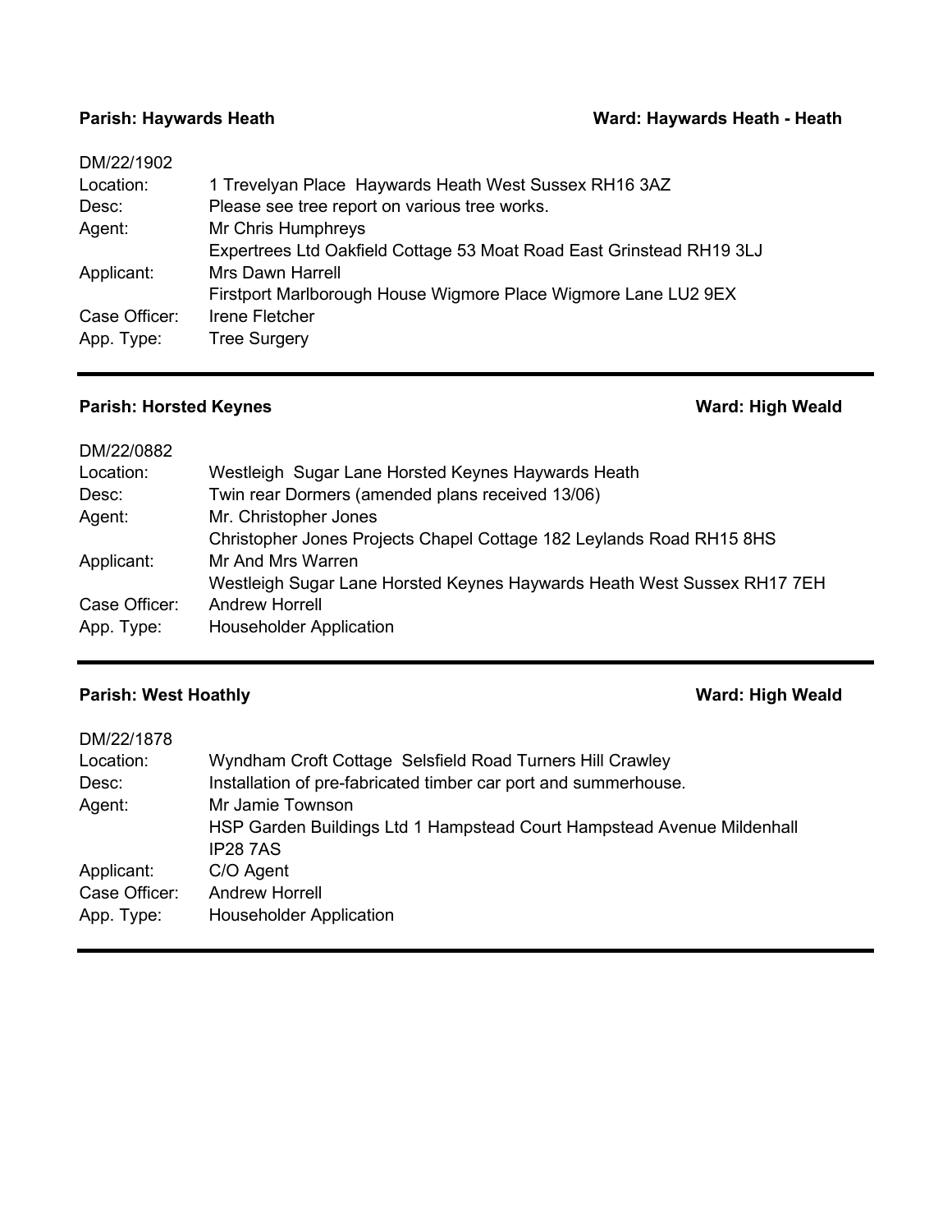**Parish: Haywards Heath** **Ward: Haywards Heath - Heath**

DM/22/1902

| | |
|---|---|
| Location: | 1 Trevelyan Place Haywards Heath West Sussex RH16 3AZ |
| Desc: | Please see tree report on various tree works. |
| Agent: | Mr Chris Humphreys<br>Expertrees Ltd Oakfield Cottage 53 Moat Road East Grinstead RH19 3LJ |
| Applicant: | Mrs Dawn Harrell<br>Firstport Marlborough House Wigmore Place Wigmore Lane LU2 9EX |
| Case Officer: | Irene Fletcher |
| App. Type: | Tree Surgery |

---

**Parish: Horsted Keynes** **Ward: High Weald**

DM/22/0882

| | |
|---|---|
| Location: | Westleigh Sugar Lane Horsted Keynes Haywards Heath |
| Desc: | Twin rear Dormers (amended plans received 13/06) |
| Agent: | Mr. Christopher Jones<br>Christopher Jones Projects Chapel Cottage 182 Leylands Road RH15 8HS |
| Applicant: | Mr And Mrs Warren<br>Westleigh Sugar Lane Horsted Keynes Haywards Heath West Sussex RH17 7EH |
| Case Officer: | Andrew Horrell |
| App. Type: | Householder Application |

---

**Parish: West Hoathly** **Ward: High Weald**

DM/22/1878

| | |
|---|---|
| Location: | Wyndham Croft Cottage Selsfield Road Turners Hill Crawley |
| Desc: | Installation of pre-fabricated timber car port and summerhouse. |
| Agent: | Mr Jamie Townson<br>HSP Garden Buildings Ltd 1 Hampstead Court Hampstead Avenue Mildenhall IP28 7AS |
| Applicant: | C/O Agent |
| Case Officer: | Andrew Horrell |
| App. Type: | Householder Application |

---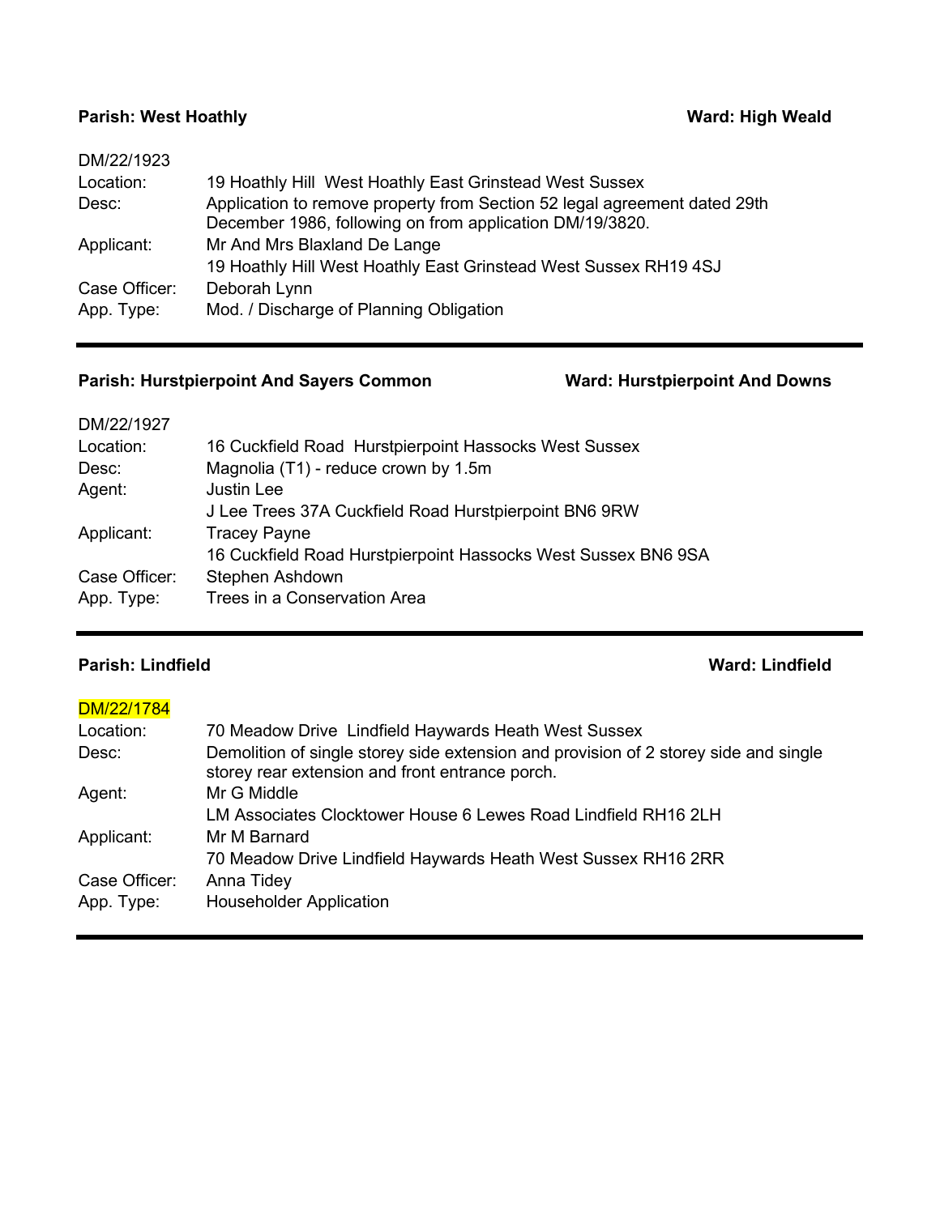**Parish: West Hoathly** **Ward: High Weald**

DM/22/1923

| | |
|---|---|
| Location: | 19 Hoathly Hill West Hoathly East Grinstead West Sussex |
| Desc: | Application to remove property from Section 52 legal agreement dated 29th December 1986, following on from application DM/19/3820. |
| Applicant: | Mr And Mrs Blaxland De Lange<br>19 Hoathly Hill West Hoathly East Grinstead West Sussex RH19 4SJ |
| Case Officer: | Deborah Lynn |
| App. Type: | Mod. / Discharge of Planning Obligation |

---

**Parish: Hurstpierpoint And Sayers Common** **Ward: Hurstpierpoint And Downs**

DM/22/1927

| | |
|---|---|
| Location: | 16 Cuckfield Road Hurstpierpoint Hassocks West Sussex |
| Desc: | Magnolia (T1) - reduce crown by 1.5m |
| Agent: | Justin Lee<br>J Lee Trees 37A Cuckfield Road Hurstpierpoint BN6 9RW |
| Applicant: | Tracey Payne<br>16 Cuckfield Road Hurstpierpoint Hassocks West Sussex BN6 9SA |
| Case Officer: | Stephen Ashdown |
| App. Type: | Trees in a Conservation Area |

---

**Parish: Lindfield** **Ward: Lindfield**

DM/22/1784

| | |
|---|---|
| Location: | 70 Meadow Drive Lindfield Haywards Heath West Sussex |
| Desc: | Demolition of single storey side extension and provision of 2 storey side and single storey rear extension and front entrance porch. |
| Agent: | Mr G Middle<br>LM Associates Clocktower House 6 Lewes Road Lindfield RH16 2LH |
| Applicant: | Mr M Barnard<br>70 Meadow Drive Lindfield Haywards Heath West Sussex RH16 2RR |
| Case Officer: | Anna Tidey |
| App. Type: | Householder Application |

---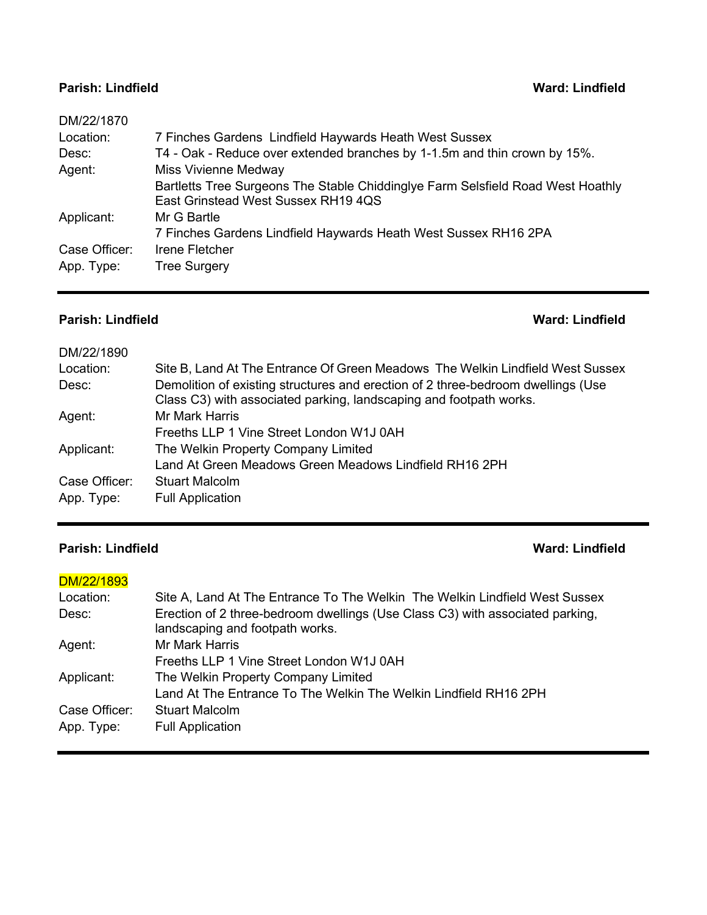**Parish: Lindfield** **Ward: Lindfield**

DM/22/1870

| | |
|---|---|
| Location: | 7 Finches Gardens Lindfield Haywards Heath West Sussex |
| Desc: | T4 - Oak - Reduce over extended branches by 1-1.5m and thin crown by 15%. |
| Agent: | Miss Vivienne Medway<br>Bartletts Tree Surgeons The Stable Chiddinglye Farm Selsfield Road West Hoathly East Grinstead West Sussex RH19 4QS |
| Applicant: | Mr G Bartle<br>7 Finches Gardens Lindfield Haywards Heath West Sussex RH16 2PA |
| Case Officer: | Irene Fletcher |
| App. Type: | Tree Surgery |

---

**Parish: Lindfield** **Ward: Lindfield**

DM/22/1890

| | |
|---|---|
| Location: | Site B, Land At The Entrance Of Green Meadows The Welkin Lindfield West Sussex |
| Desc: | Demolition of existing structures and erection of 2 three-bedroom dwellings (Use Class C3) with associated parking, landscaping and footpath works. |
| Agent: | Mr Mark Harris<br>Freeths LLP 1 Vine Street London W1J 0AH |
| Applicant: | The Welkin Property Company Limited<br>Land At Green Meadows Green Meadows Lindfield RH16 2PH |
| Case Officer: | Stuart Malcolm |
| App. Type: | Full Application |

---

**Parish: Lindfield** **Ward: Lindfield**

DM/22/1893

| | |
|---|---|
| Location: | Site A, Land At The Entrance To The Welkin The Welkin Lindfield West Sussex |
| Desc: | Erection of 2 three-bedroom dwellings (Use Class C3) with associated parking, landscaping and footpath works. |
| Agent: | Mr Mark Harris<br>Freeths LLP 1 Vine Street London W1J 0AH |
| Applicant: | The Welkin Property Company Limited<br>Land At The Entrance To The Welkin The Welkin Lindfield RH16 2PH |
| Case Officer: | Stuart Malcolm |
| App. Type: | Full Application |

---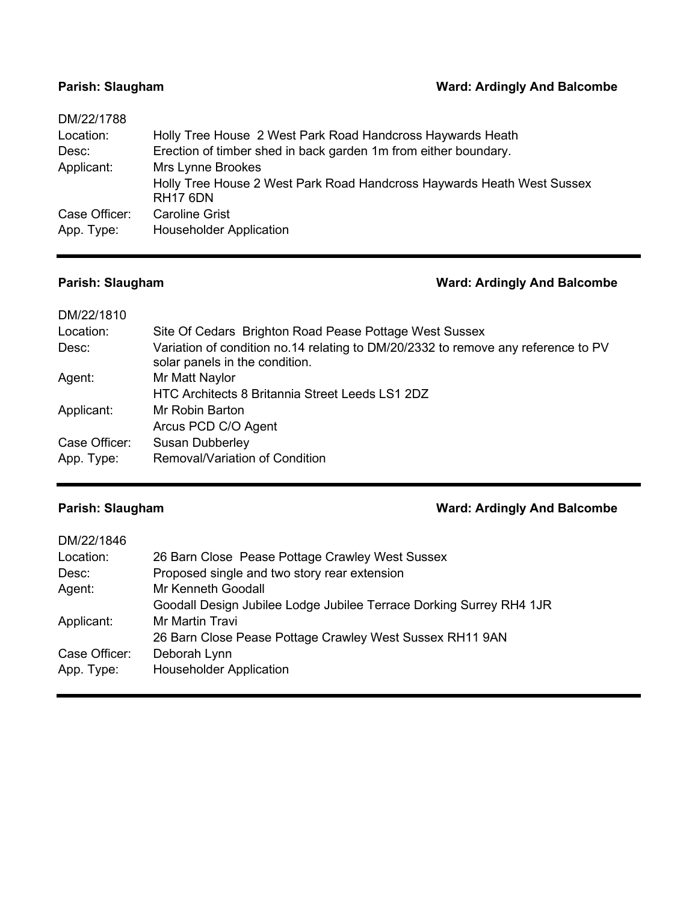**Parish: Slaugham** **Ward: Ardingly And Balcombe**

DM/22/1788

| | |
|---|---|
| Location: | Holly Tree House  2 West Park Road Handcross Haywards Heath |
| Desc: | Erection of timber shed in back garden 1m from either boundary. |
| Applicant: | Mrs Lynne Brookes<br>Holly Tree House 2 West Park Road Handcross Haywards Heath West Sussex RH17 6DN |
| Case Officer: | Caroline Grist |
| App. Type: | Householder Application |

---

**Parish: Slaugham** **Ward: Ardingly And Balcombe**

DM/22/1810

| | |
|---|---|
| Location: | Site Of Cedars  Brighton Road Pease Pottage West Sussex |
| Desc: | Variation of condition no.14 relating to DM/20/2332 to remove any reference to PV solar panels in the condition. |
| Agent: | Mr Matt Naylor<br>HTC Architects 8 Britannia Street Leeds LS1 2DZ |
| Applicant: | Mr Robin Barton<br>Arcus PCD C/O Agent |
| Case Officer: | Susan Dubberley |
| App. Type: | Removal/Variation of Condition |

---

**Parish: Slaugham** **Ward: Ardingly And Balcombe**

DM/22/1846

| | |
|---|---|
| Location: | 26 Barn Close  Pease Pottage Crawley West Sussex |
| Desc: | Proposed single and two story rear extension |
| Agent: | Mr Kenneth Goodall<br>Goodall Design Jubilee Lodge Jubilee Terrace Dorking Surrey RH4 1JR |
| Applicant: | Mr Martin Travi<br>26 Barn Close Pease Pottage Crawley West Sussex RH11 9AN |
| Case Officer: | Deborah Lynn |
| App. Type: | Householder Application |

---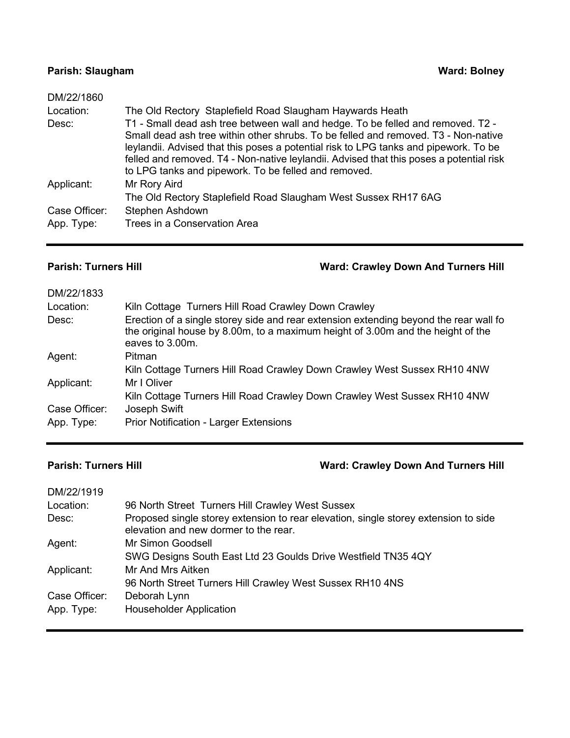**Parish: Slaugham** **Ward: Bolney**

DM/22/1860

| | |
|---|---|
| Location: | The Old Rectory Staplefield Road Slaugham Haywards Heath |
| Desc: | T1 - Small dead ash tree between wall and hedge. To be felled and removed. T2 - Small dead ash tree within other shrubs. To be felled and removed. T3 - Non-native leylandii. Advised that this poses a potential risk to LPG tanks and pipework. To be felled and removed. T4 - Non-native leylandii. Advised that this poses a potential risk to LPG tanks and pipework. To be felled and removed. |
| Applicant: | Mr Rory Aird<br>The Old Rectory Staplefield Road Slaugham West Sussex RH17 6AG |
| Case Officer: | Stephen Ashdown |
| App. Type: | Trees in a Conservation Area |

---

**Parish: Turners Hill** **Ward: Crawley Down And Turners Hill**

DM/22/1833

| | |
|---|---|
| Location: | Kiln Cottage Turners Hill Road Crawley Down Crawley |
| Desc: | Erection of a single storey side and rear extension extending beyond the rear wall fo the original house by 8.00m, to a maximum height of 3.00m and the height of the eaves to 3.00m. |
| Agent: | Pitman<br>Kiln Cottage Turners Hill Road Crawley Down Crawley West Sussex RH10 4NW |
| Applicant: | Mr I Oliver<br>Kiln Cottage Turners Hill Road Crawley Down Crawley West Sussex RH10 4NW |
| Case Officer: | Joseph Swift |
| App. Type: | Prior Notification - Larger Extensions |

---

**Parish: Turners Hill** **Ward: Crawley Down And Turners Hill**

DM/22/1919

| | |
|---|---|
| Location: | 96 North Street Turners Hill Crawley West Sussex |
| Desc: | Proposed single storey extension to rear elevation, single storey extension to side elevation and new dormer to the rear. |
| Agent: | Mr Simon Goodsell<br>SWG Designs South East Ltd 23 Goulds Drive Westfield TN35 4QY |
| Applicant: | Mr And Mrs Aitken<br>96 North Street Turners Hill Crawley West Sussex RH10 4NS |
| Case Officer: | Deborah Lynn |
| App. Type: | Householder Application |

---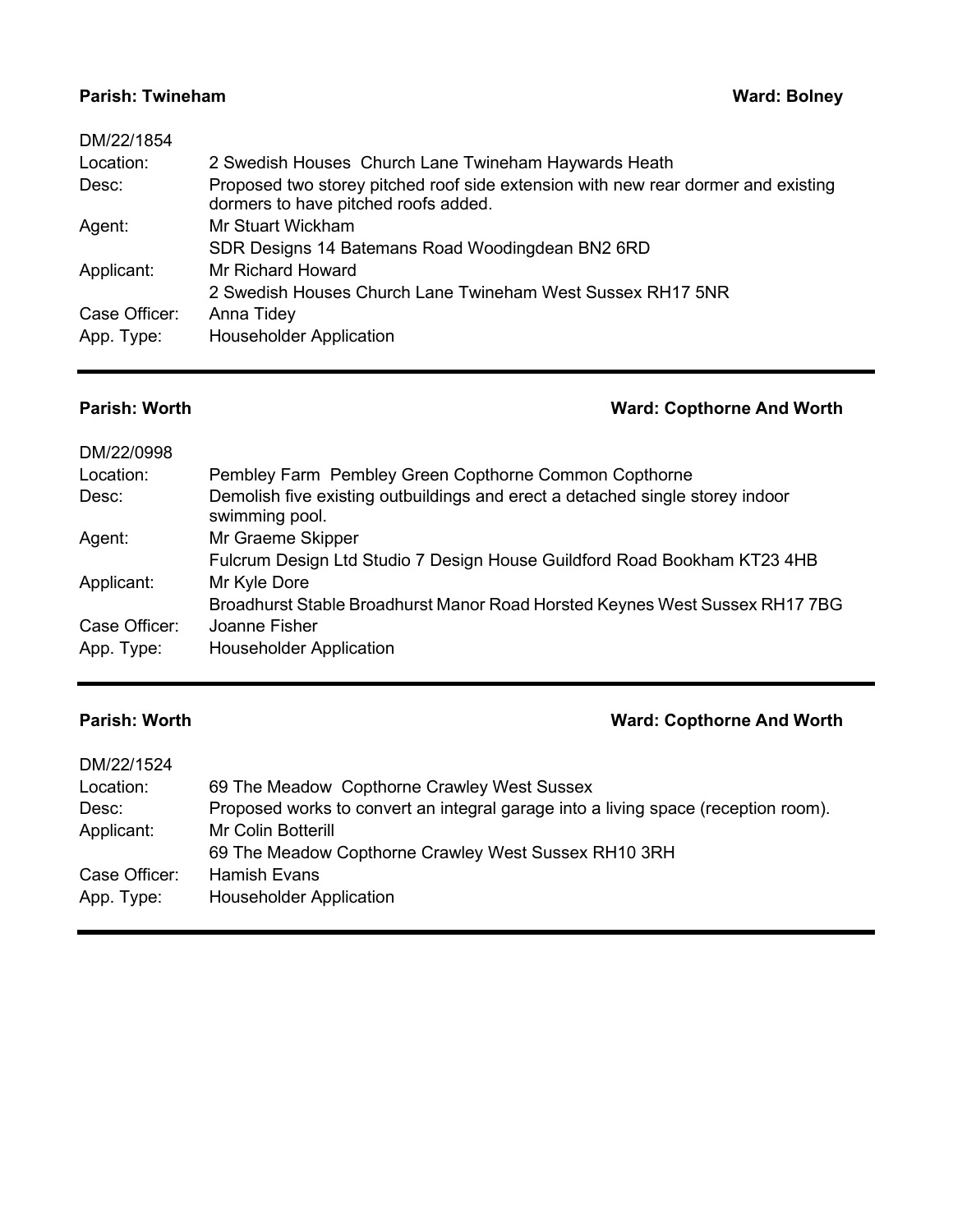**Parish: Twineham** **Ward: Bolney**

DM/22/1854

| | |
|---|---|
| Location: | 2 Swedish Houses Church Lane Twineham Haywards Heath |
| Desc: | Proposed two storey pitched roof side extension with new rear dormer and existing dormers to have pitched roofs added. |
| Agent: | Mr Stuart Wickham<br>SDR Designs 14 Batemans Road Woodingdean BN2 6RD |
| Applicant: | Mr Richard Howard<br>2 Swedish Houses Church Lane Twineham West Sussex RH17 5NR |
| Case Officer: | Anna Tidey |
| App. Type: | Householder Application |

---

**Parish: Worth** **Ward: Copthorne And Worth**

DM/22/0998

| | |
|---|---|
| Location: | Pembley Farm Pembley Green Copthorne Common Copthorne |
| Desc: | Demolish five existing outbuildings and erect a detached single storey indoor swimming pool. |
| Agent: | Mr Graeme Skipper<br>Fulcrum Design Ltd Studio 7 Design House Guildford Road Bookham KT23 4HB |
| Applicant: | Mr Kyle Dore<br>Broadhurst Stable Broadhurst Manor Road Horsted Keynes West Sussex RH17 7BG |
| Case Officer: | Joanne Fisher |
| App. Type: | Householder Application |

---

**Parish: Worth** **Ward: Copthorne And Worth**

DM/22/1524

| | |
|---|---|
| Location: | 69 The Meadow Copthorne Crawley West Sussex |
| Desc: | Proposed works to convert an integral garage into a living space (reception room). |
| Applicant: | Mr Colin Botterill<br>69 The Meadow Copthorne Crawley West Sussex RH10 3RH |
| Case Officer: | Hamish Evans |
| App. Type: | Householder Application |

---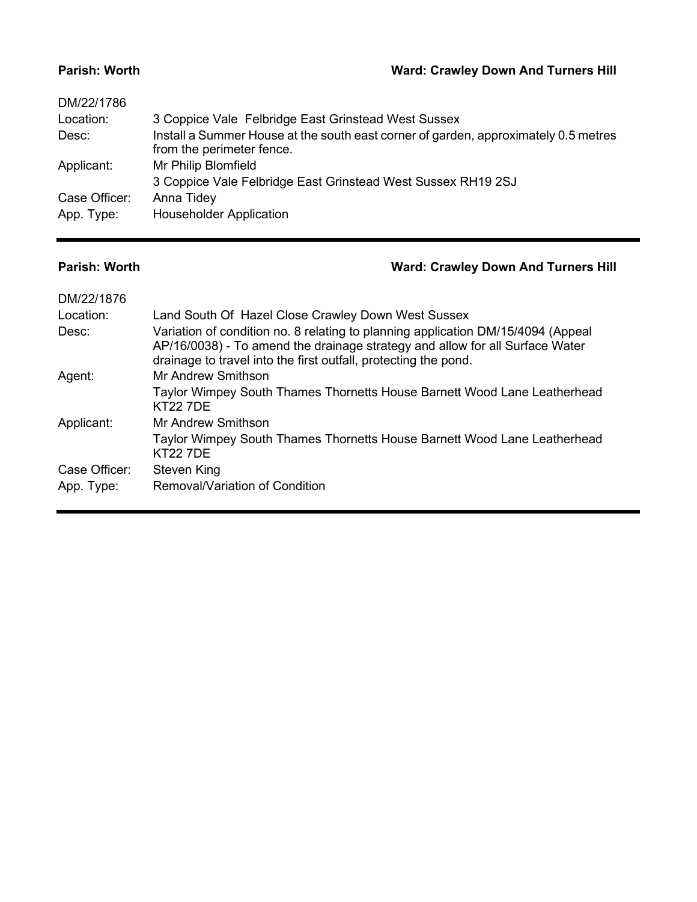**Parish: Worth** **Ward: Crawley Down And Turners Hill**

| | |
|---|---|
| DM/22/1786 | |
| Location: | 3 Coppice Vale Felbridge East Grinstead West Sussex |
| Desc: | Install a Summer House at the south east corner of garden, approximately 0.5 metres from the perimeter fence. |
| Applicant: | Mr Philip Blomfield<br>3 Coppice Vale Felbridge East Grinstead West Sussex RH19 2SJ |
| Case Officer: | Anna Tidey |
| App. Type: | Householder Application |

---

**Parish: Worth** **Ward: Crawley Down And Turners Hill**

| | |
|---|---|
| DM/22/1876 | |
| Location: | Land South Of Hazel Close Crawley Down West Sussex |
| Desc: | Variation of condition no. 8 relating to planning application DM/15/4094 (Appeal AP/16/0038) - To amend the drainage strategy and allow for all Surface Water drainage to travel into the first outfall, protecting the pond. |
| Agent: | Mr Andrew Smithson<br>Taylor Wimpey South Thames Thornetts House Barnett Wood Lane Leatherhead KT22 7DE |
| Applicant: | Mr Andrew Smithson<br>Taylor Wimpey South Thames Thornetts House Barnett Wood Lane Leatherhead KT22 7DE |
| Case Officer: | Steven King |
| App. Type: | Removal/Variation of Condition |

---